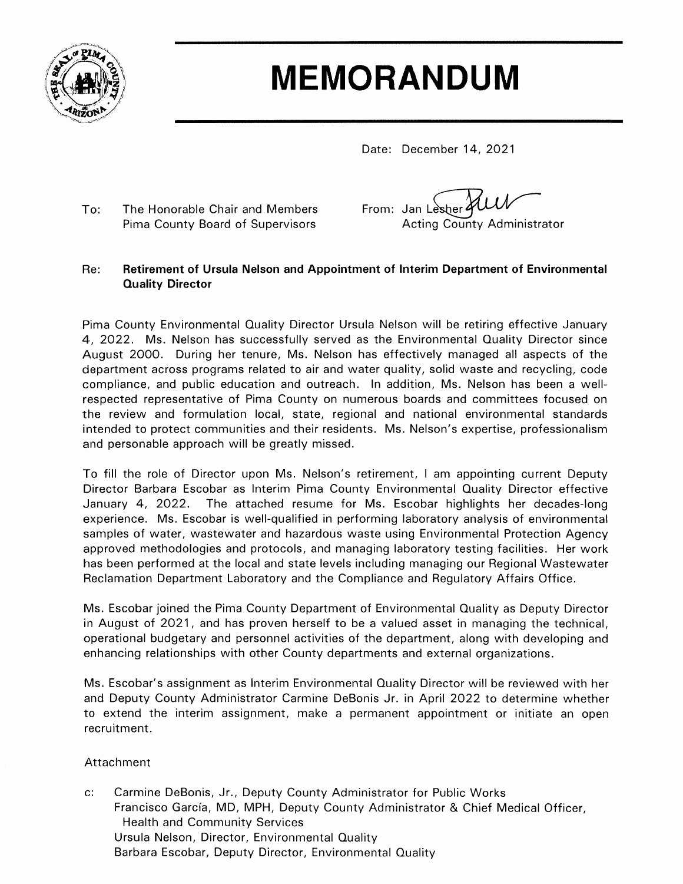# MEMORANDUM

Date: December 14, 2021

To: The Honorable Chair and Members
Pima County Board of Supervisors

From: Jan Lesher
Acting County Administrator

Re: **Retirement of Ursula Nelson and Appointment of Interim Department of Environmental Quality Director**

Pima County Environmental Quality Director Ursula Nelson will be retiring effective January 4, 2022. Ms. Nelson has successfully served as the Environmental Quality Director since August 2000. During her tenure, Ms. Nelson has effectively managed all aspects of the department across programs related to air and water quality, solid waste and recycling, code compliance, and public education and outreach. In addition, Ms. Nelson has been a well-respected representative of Pima County on numerous boards and committees focused on the review and formulation local, state, regional and national environmental standards intended to protect communities and their residents. Ms. Nelson's expertise, professionalism and personable approach will be greatly missed.

To fill the role of Director upon Ms. Nelson's retirement, I am appointing current Deputy Director Barbara Escobar as Interim Pima County Environmental Quality Director effective January 4, 2022. The attached resume for Ms. Escobar highlights her decades-long experience. Ms. Escobar is well-qualified in performing laboratory analysis of environmental samples of water, wastewater and hazardous waste using Environmental Protection Agency approved methodologies and protocols, and managing laboratory testing facilities. Her work has been performed at the local and state levels including managing our Regional Wastewater Reclamation Department Laboratory and the Compliance and Regulatory Affairs Office.

Ms. Escobar joined the Pima County Department of Environmental Quality as Deputy Director in August of 2021, and has proven herself to be a valued asset in managing the technical, operational budgetary and personnel activities of the department, along with developing and enhancing relationships with other County departments and external organizations.

Ms. Escobar's assignment as Interim Environmental Quality Director will be reviewed with her and Deputy County Administrator Carmine DeBonis Jr. in April 2022 to determine whether to extend the interim assignment, make a permanent appointment or initiate an open recruitment.

Attachment

c: Carmine DeBonis, Jr., Deputy County Administrator for Public Works
Francisco García, MD, MPH, Deputy County Administrator & Chief Medical Officer, Health and Community Services
Ursula Nelson, Director, Environmental Quality
Barbara Escobar, Deputy Director, Environmental Quality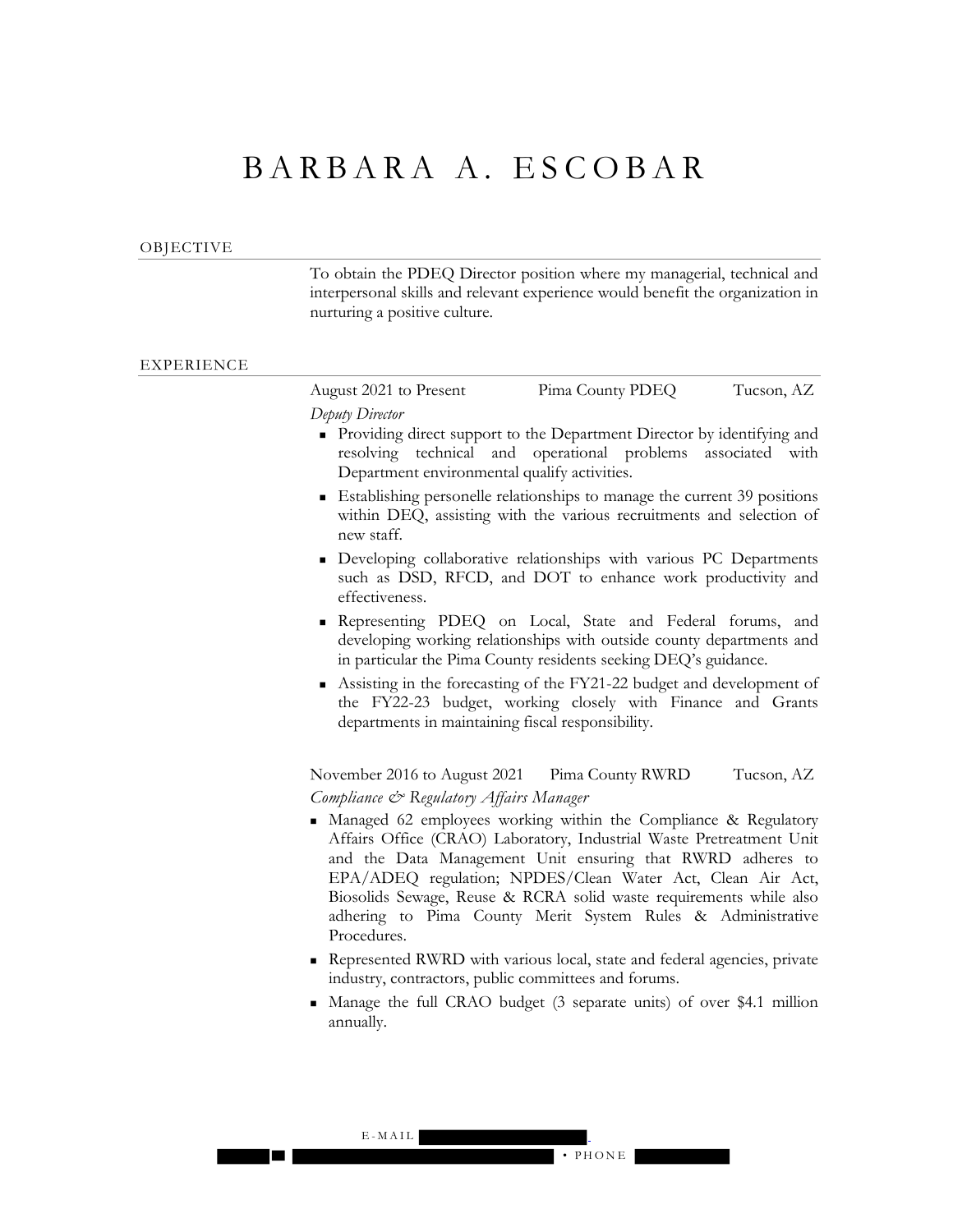# BARBARA A. ESCOBAR

## OBJECTIVE

To obtain the PDEQ Director position where my managerial, technical and interpersonal skills and relevant experience would benefit the organization in nurturing a positive culture.

## EXPERIENCE

August 2021 to Present — Pima County PDEQ — Tucson, AZ

*Deputy Director*

- Providing direct support to the Department Director by identifying and resolving technical and operational problems associated with Department environmental qualify activities.
- Establishing personelle relationships to manage the current 39 positions within DEQ, assisting with the various recruitments and selection of new staff.
- Developing collaborative relationships with various PC Departments such as DSD, RFCD, and DOT to enhance work productivity and effectiveness.
- Representing PDEQ on Local, State and Federal forums, and developing working relationships with outside county departments and in particular the Pima County residents seeking DEQ's guidance.
- Assisting in the forecasting of the FY21-22 budget and development of the FY22-23 budget, working closely with Finance and Grants departments in maintaining fiscal responsibility.

November 2016 to August 2021 — Pima County RWRD — Tucson, AZ

*Compliance & Regulatory Affairs Manager*

- Managed 62 employees working within the Compliance & Regulatory Affairs Office (CRAO) Laboratory, Industrial Waste Pretreatment Unit and the Data Management Unit ensuring that RWRD adheres to EPA/ADEQ regulation; NPDES/Clean Water Act, Clean Air Act, Biosolids Sewage, Reuse & RCRA solid waste requirements while also adhering to Pima County Merit System Rules & Administrative Procedures.
- Represented RWRD with various local, state and federal agencies, private industry, contractors, public committees and forums.
- Manage the full CRAO budget (3 separate units) of over $4.1 million annually.

E-MAIL ▇▇▇▇▇▇▇▇
▇▇▇▇ • PHONE ▇▇▇▇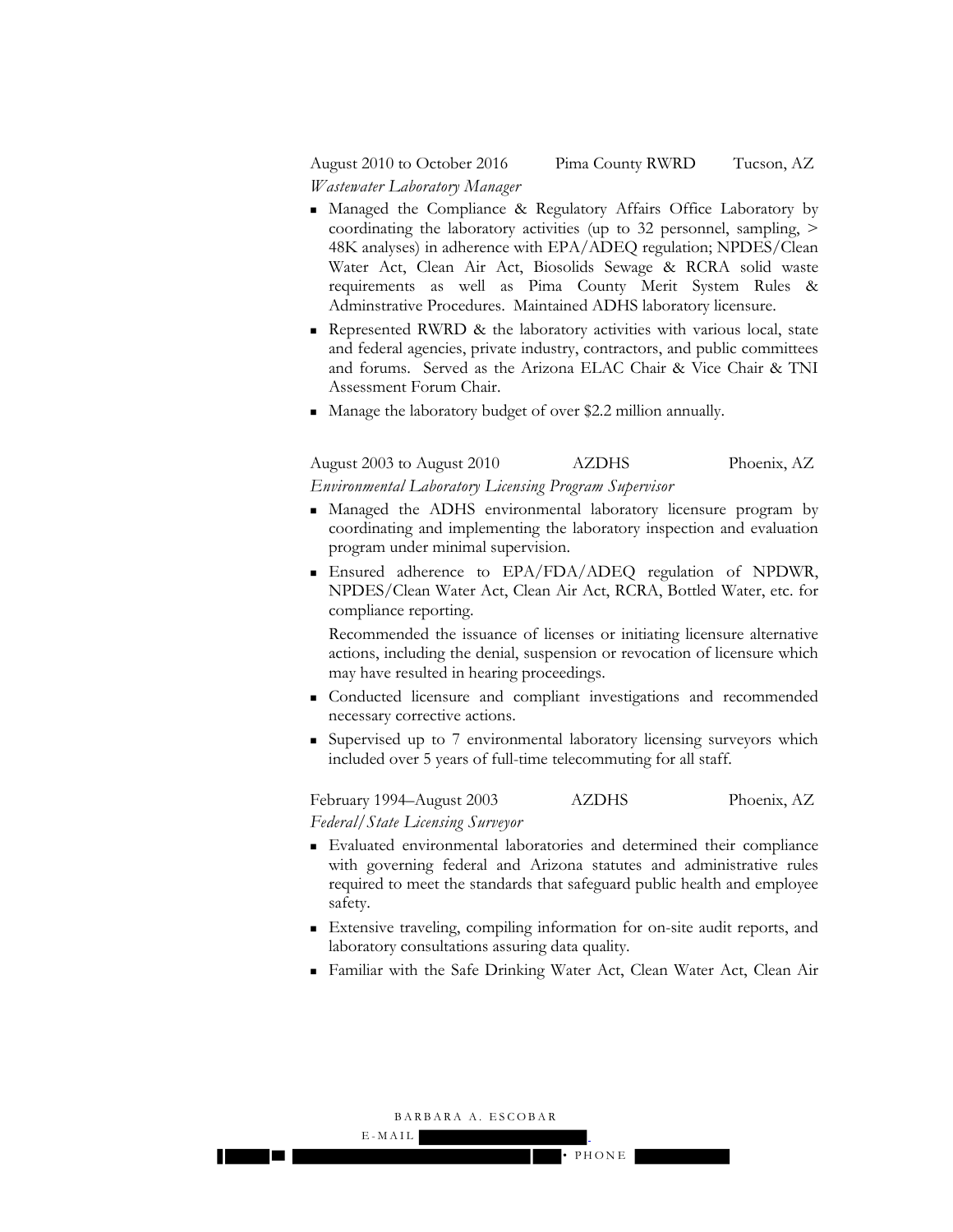August 2010 to October 2016 Pima County RWRD Tucson, AZ

*Wastewater Laboratory Manager*

- Managed the Compliance & Regulatory Affairs Office Laboratory by coordinating the laboratory activities (up to 32 personnel, sampling, > 48K analyses) in adherence with EPA/ADEQ regulation; NPDES/Clean Water Act, Clean Air Act, Biosolids Sewage & RCRA solid waste requirements as well as Pima County Merit System Rules & Adminstrative Procedures. Maintained ADHS laboratory licensure.
- Represented RWRD & the laboratory activities with various local, state and federal agencies, private industry, contractors, and public committees and forums. Served as the Arizona ELAC Chair & Vice Chair & TNI Assessment Forum Chair.
- Manage the laboratory budget of over $2.2 million annually.

August 2003 to August 2010 AZDHS Phoenix, AZ

*Environmental Laboratory Licensing Program Supervisor*

- Managed the ADHS environmental laboratory licensure program by coordinating and implementing the laboratory inspection and evaluation program under minimal supervision.
- Ensured adherence to EPA/FDA/ADEQ regulation of NPDWR, NPDES/Clean Water Act, Clean Air Act, RCRA, Bottled Water, etc. for compliance reporting.

  Recommended the issuance of licenses or initiating licensure alternative actions, including the denial, suspension or revocation of licensure which may have resulted in hearing proceedings.
- Conducted licensure and compliant investigations and recommended necessary corrective actions.
- Supervised up to 7 environmental laboratory licensing surveyors which included over 5 years of full-time telecommuting for all staff.

February 1994–August 2003 AZDHS Phoenix, AZ

*Federal/State Licensing Surveyor*

- Evaluated environmental laboratories and determined their compliance with governing federal and Arizona statutes and administrative rules required to meet the standards that safeguard public health and employee safety.
- Extensive traveling, compiling information for on-site audit reports, and laboratory consultations assuring data quality.
- Familiar with the Safe Drinking Water Act, Clean Water Act, Clean Air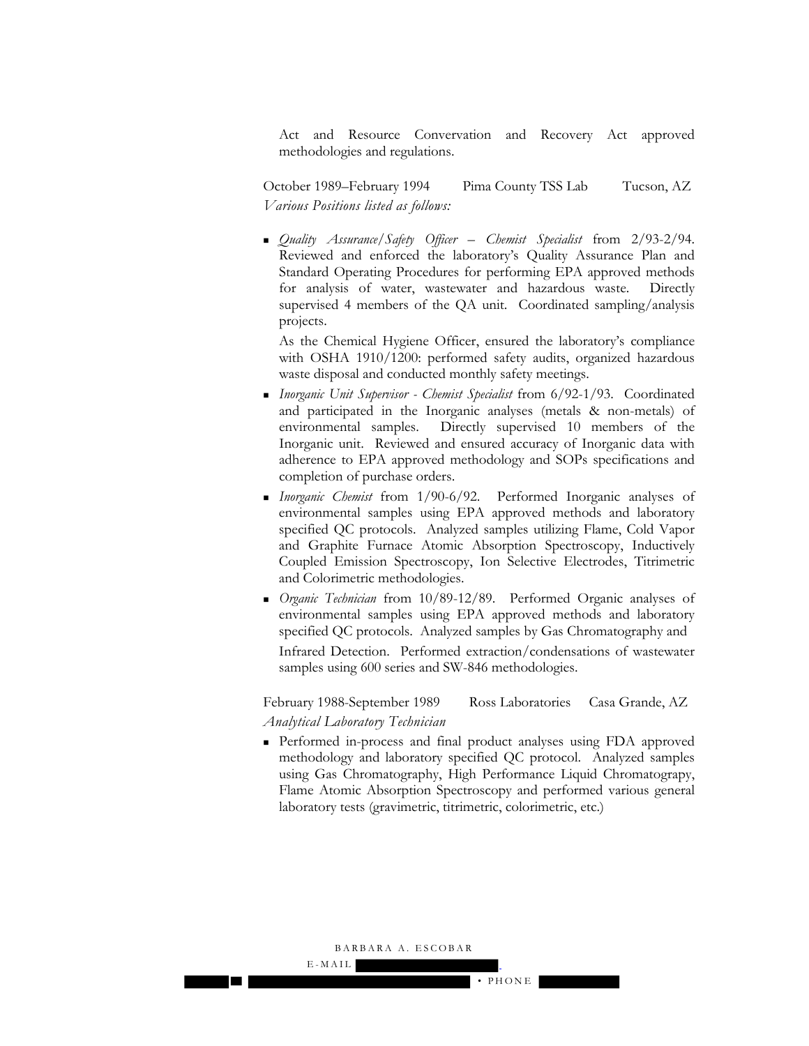Act and Resource Convervation and Recovery Act approved methodologies and regulations.

October 1989–February 1994 Pima County TSS Lab Tucson, AZ

*Various Positions listed as follows:*

- *Quality Assurance/Safety Officer – Chemist Specialist* from 2/93-2/94. Reviewed and enforced the laboratory's Quality Assurance Plan and Standard Operating Procedures for performing EPA approved methods for analysis of water, wastewater and hazardous waste. Directly supervised 4 members of the QA unit. Coordinated sampling/analysis projects.

  As the Chemical Hygiene Officer, ensured the laboratory's compliance with OSHA 1910/1200: performed safety audits, organized hazardous waste disposal and conducted monthly safety meetings.
- *Inorganic Unit Supervisor - Chemist Specialist* from 6/92-1/93. Coordinated and participated in the Inorganic analyses (metals & non-metals) of environmental samples. Directly supervised 10 members of the Inorganic unit. Reviewed and ensured accuracy of Inorganic data with adherence to EPA approved methodology and SOPs specifications and completion of purchase orders.
- *Inorganic Chemist* from 1/90-6/92. Performed Inorganic analyses of environmental samples using EPA approved methods and laboratory specified QC protocols. Analyzed samples utilizing Flame, Cold Vapor and Graphite Furnace Atomic Absorption Spectroscopy, Inductively Coupled Emission Spectroscopy, Ion Selective Electrodes, Titrimetric and Colorimetric methodologies.
- *Organic Technician* from 10/89-12/89. Performed Organic analyses of environmental samples using EPA approved methods and laboratory specified QC protocols. Analyzed samples by Gas Chromatography and Infrared Detection. Performed extraction/condensations of wastewater samples using 600 series and SW-846 methodologies.

February 1988-September 1989 Ross Laboratories Casa Grande, AZ

*Analytical Laboratory Technician*

- Performed in-process and final product analyses using FDA approved methodology and laboratory specified QC protocol. Analyzed samples using Gas Chromatography, High Performance Liquid Chromatograpy, Flame Atomic Absorption Spectroscopy and performed various general laboratory tests (gravimetric, titrimetric, colorimetric, etc.)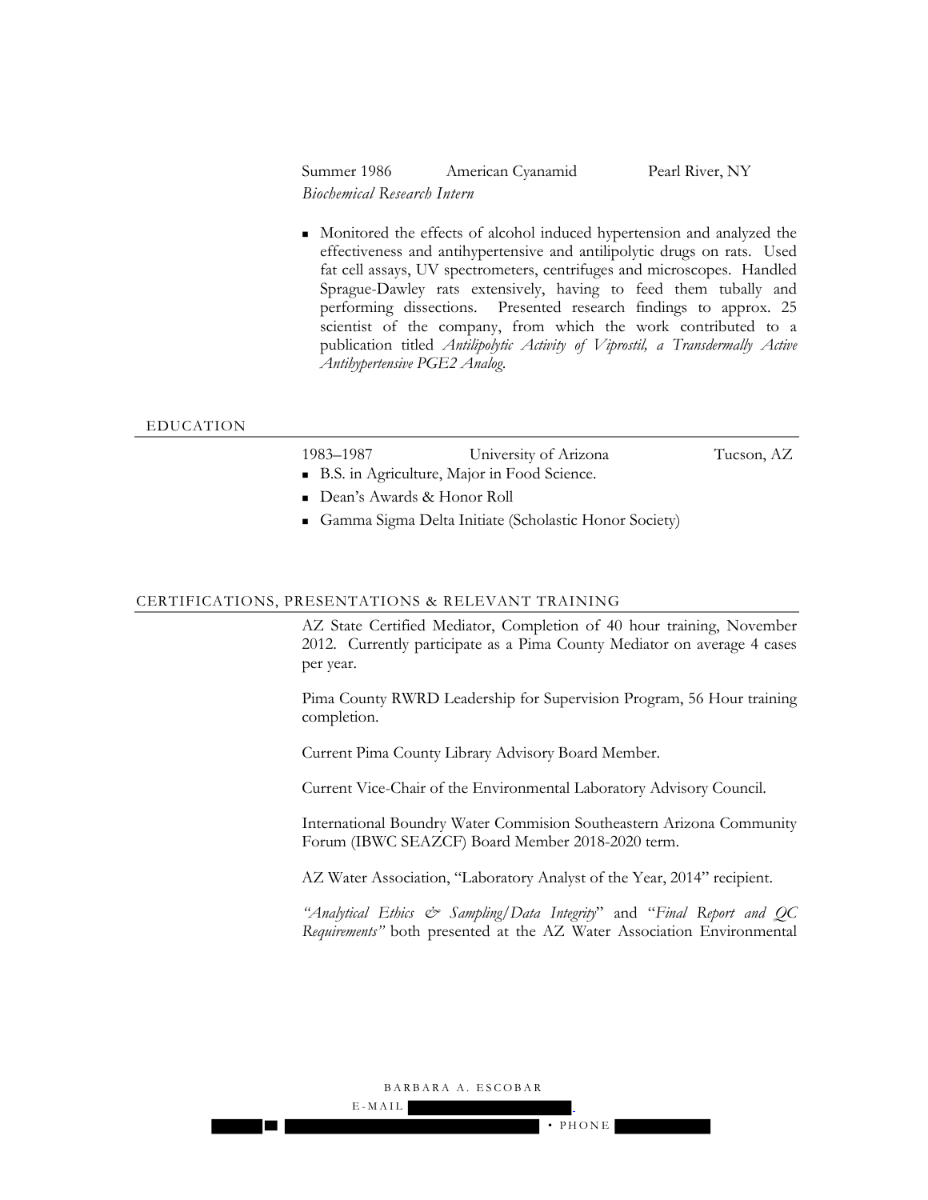Summer 1986 American Cyanamid Pearl River, NY

*Biochemical Research Intern*

- Monitored the effects of alcohol induced hypertension and analyzed the effectiveness and antihypertensive and antilipolytic drugs on rats. Used fat cell assays, UV spectrometers, centrifuges and microscopes. Handled Sprague-Dawley rats extensively, having to feed them tubally and performing dissections. Presented research findings to approx. 25 scientist of the company, from which the work contributed to a publication titled *Antilipolytic Activity of Viprostil, a Transdermally Active Antihypertensive PGE2 Analog.*

## EDUCATION

1983–1987 University of Arizona Tucson, AZ

- B.S. in Agriculture, Major in Food Science.
- Dean's Awards & Honor Roll
- Gamma Sigma Delta Initiate (Scholastic Honor Society)

## CERTIFICATIONS, PRESENTATIONS & RELEVANT TRAINING

AZ State Certified Mediator, Completion of 40 hour training, November 2012. Currently participate as a Pima County Mediator on average 4 cases per year.

Pima County RWRD Leadership for Supervision Program, 56 Hour training completion.

Current Pima County Library Advisory Board Member.

Current Vice-Chair of the Environmental Laboratory Advisory Council.

International Boundry Water Commision Southeastern Arizona Community Forum (IBWC SEAZCF) Board Member 2018-2020 term.

AZ Water Association, "Laboratory Analyst of the Year, 2014" recipient.

*"Analytical Ethics & Sampling/Data Integrity*" and "*Final Report and QC Requirements"* both presented at the AZ Water Association Environmental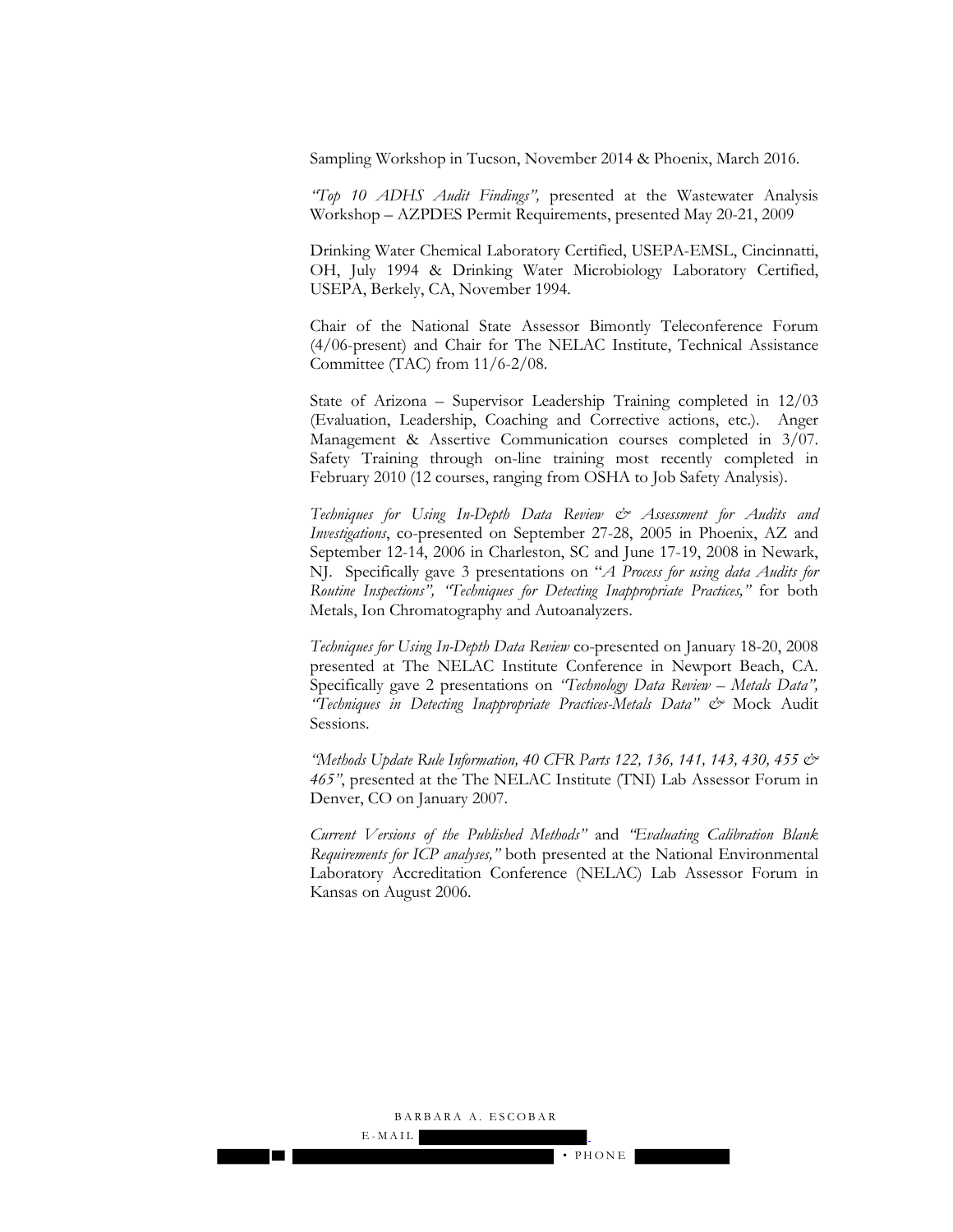Sampling Workshop in Tucson, November 2014 & Phoenix, March 2016.

*"Top 10 ADHS Audit Findings",* presented at the Wastewater Analysis Workshop – AZPDES Permit Requirements, presented May 20-21, 2009

Drinking Water Chemical Laboratory Certified, USEPA-EMSL, Cincinnatti, OH, July 1994 & Drinking Water Microbiology Laboratory Certified, USEPA, Berkely, CA, November 1994.

Chair of the National State Assessor Bimontly Teleconference Forum (4/06-present) and Chair for The NELAC Institute, Technical Assistance Committee (TAC) from 11/6-2/08.

State of Arizona – Supervisor Leadership Training completed in 12/03 (Evaluation, Leadership, Coaching and Corrective actions, etc.). Anger Management & Assertive Communication courses completed in 3/07. Safety Training through on-line training most recently completed in February 2010 (12 courses, ranging from OSHA to Job Safety Analysis).

*Techniques for Using In-Depth Data Review & Assessment for Audits and Investigations*, co-presented on September 27-28, 2005 in Phoenix, AZ and September 12-14, 2006 in Charleston, SC and June 17-19, 2008 in Newark, NJ. Specifically gave 3 presentations on "*A Process for using data Audits for Routine Inspections", "Techniques for Detecting Inappropriate Practices,"* for both Metals, Ion Chromatography and Autoanalyzers.

*Techniques for Using In-Depth Data Review* co-presented on January 18-20, 2008 presented at The NELAC Institute Conference in Newport Beach, CA. Specifically gave 2 presentations on *"Technology Data Review – Metals Data", "Techniques in Detecting Inappropriate Practices-Metals Data" &* Mock Audit Sessions.

*"Methods Update Rule Information, 40 CFR Parts 122, 136, 141, 143, 430, 455 & 465"*, presented at the The NELAC Institute (TNI) Lab Assessor Forum in Denver, CO on January 2007.

*Current Versions of the Published Methods"* and *"Evaluating Calibration Blank Requirements for ICP analyses,"* both presented at the National Environmental Laboratory Accreditation Conference (NELAC) Lab Assessor Forum in Kansas on August 2006.